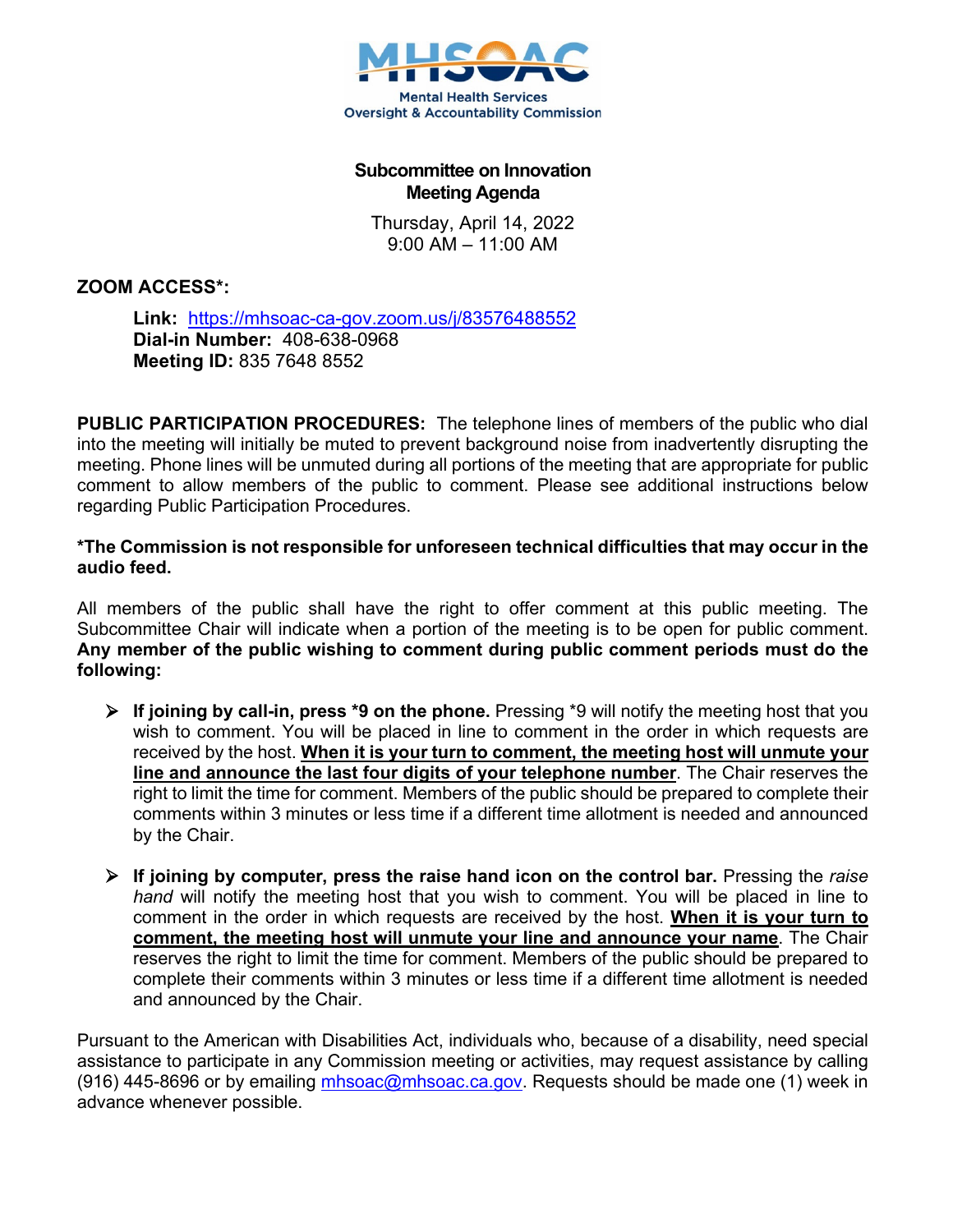**Mental Health Services Oversight & Accountability Commission**

## Subcommittee on Innovation Meeting Agenda

Thursday, April 14, 2022
9:00 AM – 11:00 AM

**ZOOM ACCESS*:**

**Link:** https://mhsoac-ca-gov.zoom.us/j/83576488552
**Dial-in Number:** 408-638-0968
**Meeting ID:** 835 7648 8552

**PUBLIC PARTICIPATION PROCEDURES:** The telephone lines of members of the public who dial into the meeting will initially be muted to prevent background noise from inadvertently disrupting the meeting. Phone lines will be unmuted during all portions of the meeting that are appropriate for public comment to allow members of the public to comment. Please see additional instructions below regarding Public Participation Procedures.

**\*The Commission is not responsible for unforeseen technical difficulties that may occur in the audio feed.**

All members of the public shall have the right to offer comment at this public meeting. The Subcommittee Chair will indicate when a portion of the meeting is to be open for public comment. **Any member of the public wishing to comment during public comment periods must do the following:**

- **If joining by call-in, press *9 on the phone.** Pressing *9 will notify the meeting host that you wish to comment. You will be placed in line to comment in the order in which requests are received by the host. **When it is your turn to comment, the meeting host will unmute your line and announce the last four digits of your telephone number**. The Chair reserves the right to limit the time for comment. Members of the public should be prepared to complete their comments within 3 minutes or less time if a different time allotment is needed and announced by the Chair.

- **If joining by computer, press the raise hand icon on the control bar.** Pressing the *raise hand* will notify the meeting host that you wish to comment. You will be placed in line to comment in the order in which requests are received by the host. **When it is your turn to comment, the meeting host will unmute your line and announce your name**. The Chair reserves the right to limit the time for comment. Members of the public should be prepared to complete their comments within 3 minutes or less time if a different time allotment is needed and announced by the Chair.

Pursuant to the American with Disabilities Act, individuals who, because of a disability, need special assistance to participate in any Commission meeting or activities, may request assistance by calling (916) 445-8696 or by emailing mhsoac@mhsoac.ca.gov. Requests should be made one (1) week in advance whenever possible.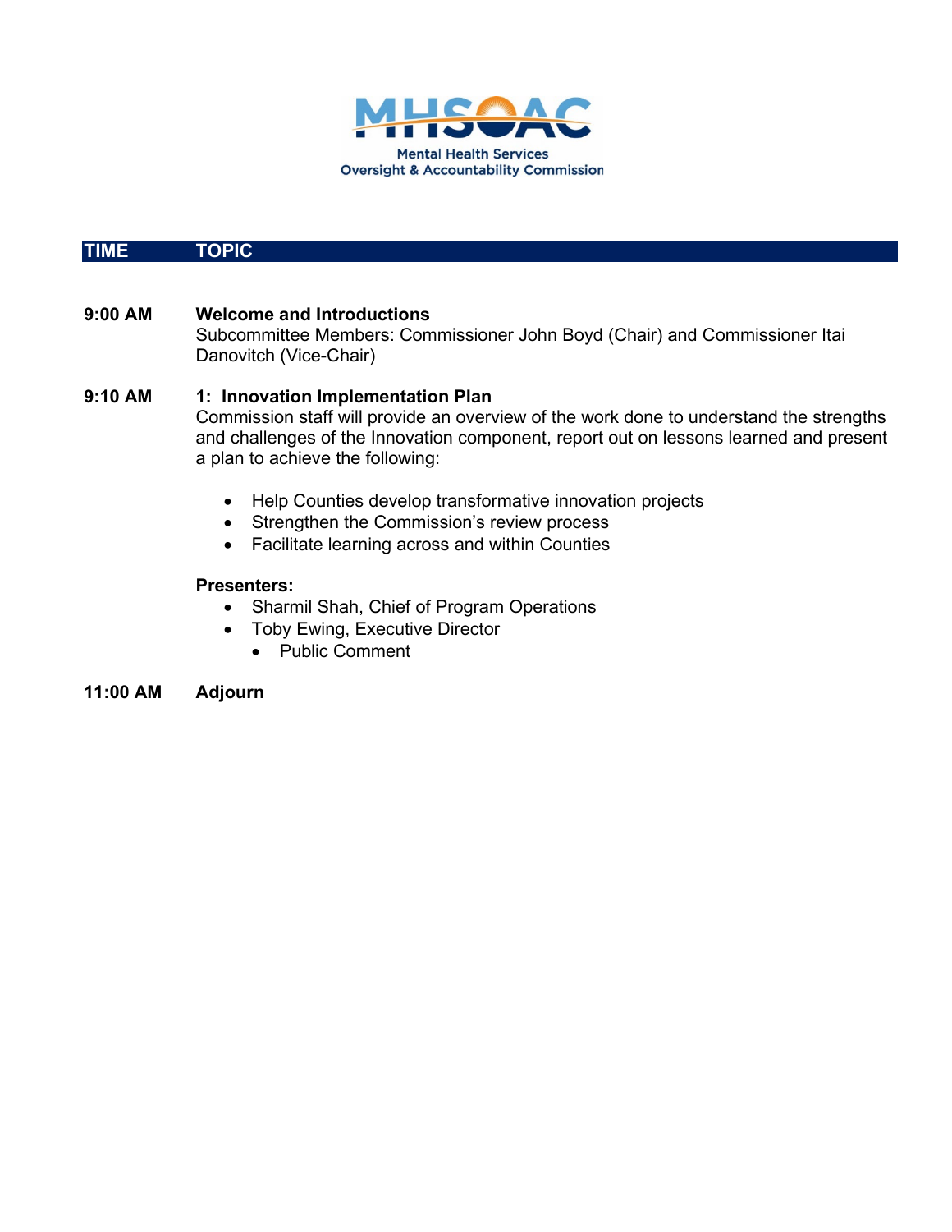Mental Health Services Oversight & Accountability Commission

| TIME | TOPIC |
| --- | --- |
| 9:00 AM | **Welcome and Introductions**<br>Subcommittee Members: Commissioner John Boyd (Chair) and Commissioner Itai Danovitch (Vice-Chair) |
| 9:10 AM | **1: Innovation Implementation Plan**<br>Commission staff will provide an overview of the work done to understand the strengths and challenges of the Innovation component, report out on lessons learned and present a plan to achieve the following:<br>• Help Counties develop transformative innovation projects<br>• Strengthen the Commission's review process<br>• Facilitate learning across and within Counties<br><br>**Presenters:**<br>• Sharmil Shah, Chief of Program Operations<br>• Toby Ewing, Executive Director<br>&nbsp;&nbsp;&nbsp;&nbsp;• Public Comment |
| 11:00 AM | **Adjourn** |